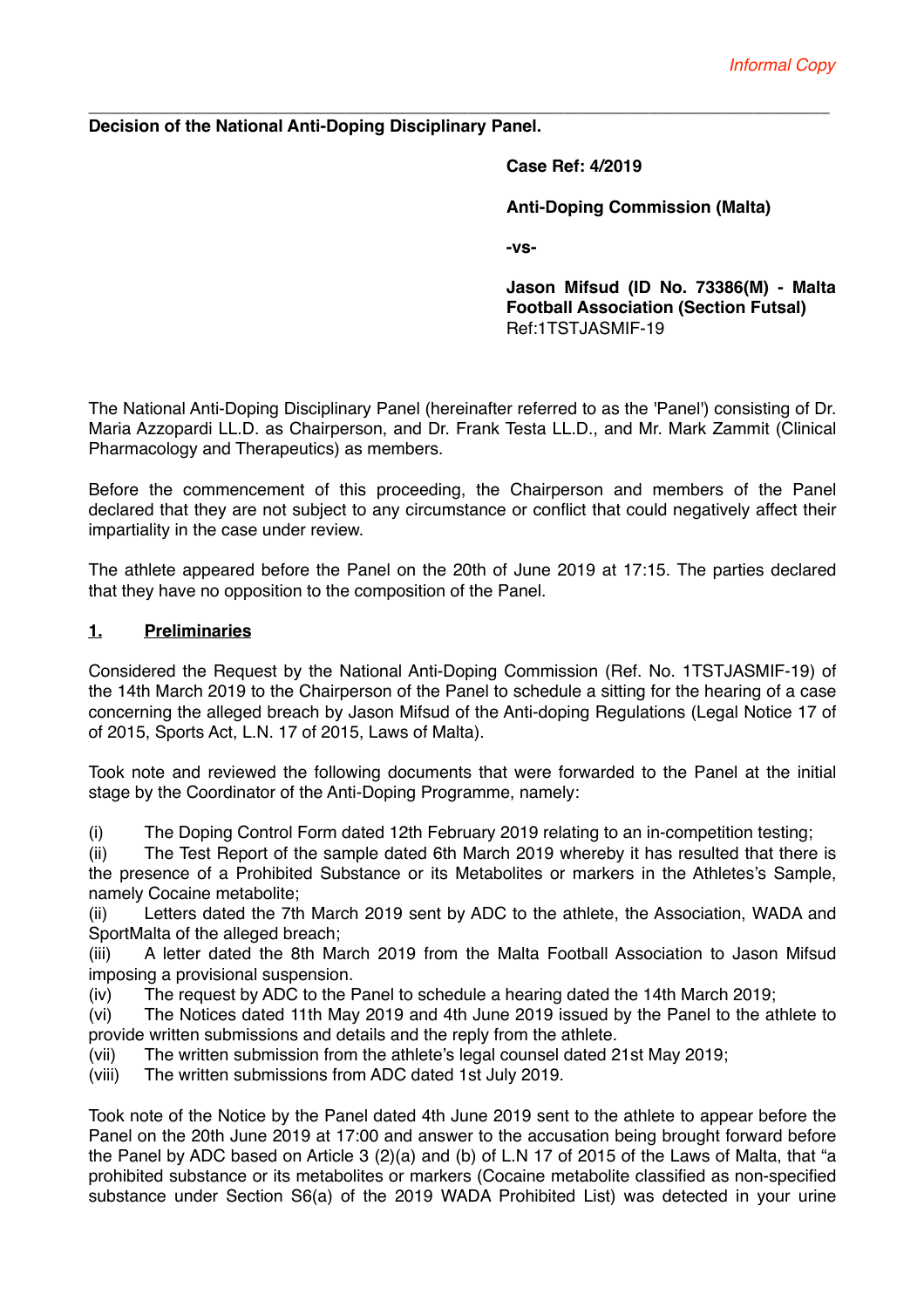*Informal Copy*

**Decision of the National Anti-Doping Disciplinary Panel.**

**Case Ref: 4/2019**

**Anti-Doping Commission (Malta)**

**-vs-**

**Jason Mifsud (ID No. 73386(M) - Malta Football Association (Section Futsal)**
Ref:1TSTJASMIF-19

The National Anti-Doping Disciplinary Panel (hereinafter referred to as the 'Panel') consisting of Dr. Maria Azzopardi LL.D. as Chairperson, and Dr. Frank Testa LL.D., and Mr. Mark Zammit (Clinical Pharmacology and Therapeutics) as members.

Before the commencement of this proceeding, the Chairperson and members of the Panel declared that they are not subject to any circumstance or conflict that could negatively affect their impartiality in the case under review.

The athlete appeared before the Panel on the 20th of June 2019 at 17:15. The parties declared that they have no opposition to the composition of the Panel.

## 1. Preliminaries

Considered the Request by the National Anti-Doping Commission (Ref. No. 1TSTJASMIF-19) of the 14th March 2019 to the Chairperson of the Panel to schedule a sitting for the hearing of a case concerning the alleged breach by Jason Mifsud of the Anti-doping Regulations (Legal Notice 17 of of 2015, Sports Act, L.N. 17 of 2015, Laws of Malta).

Took note and reviewed the following documents that were forwarded to the Panel at the initial stage by the Coordinator of the Anti-Doping Programme, namely:

(i) The Doping Control Form dated 12th February 2019 relating to an in-competition testing;
(ii) The Test Report of the sample dated 6th March 2019 whereby it has resulted that there is the presence of a Prohibited Substance or its Metabolites or markers in the Athletes's Sample, namely Cocaine metabolite;
(ii) Letters dated the 7th March 2019 sent by ADC to the athlete, the Association, WADA and SportMalta of the alleged breach;
(iii) A letter dated the 8th March 2019 from the Malta Football Association to Jason Mifsud imposing a provisional suspension.
(iv) The request by ADC to the Panel to schedule a hearing dated the 14th March 2019;
(vi) The Notices dated 11th May 2019 and 4th June 2019 issued by the Panel to the athlete to provide written submissions and details and the reply from the athlete.
(vii) The written submission from the athlete's legal counsel dated 21st May 2019;
(viii) The written submissions from ADC dated 1st July 2019.

Took note of the Notice by the Panel dated 4th June 2019 sent to the athlete to appear before the Panel on the 20th June 2019 at 17:00 and answer to the accusation being brought forward before the Panel by ADC based on Article 3 (2)(a) and (b) of L.N 17 of 2015 of the Laws of Malta, that "a prohibited substance or its metabolites or markers (Cocaine metabolite classified as non-specified substance under Section S6(a) of the 2019 WADA Prohibited List) was detected in your urine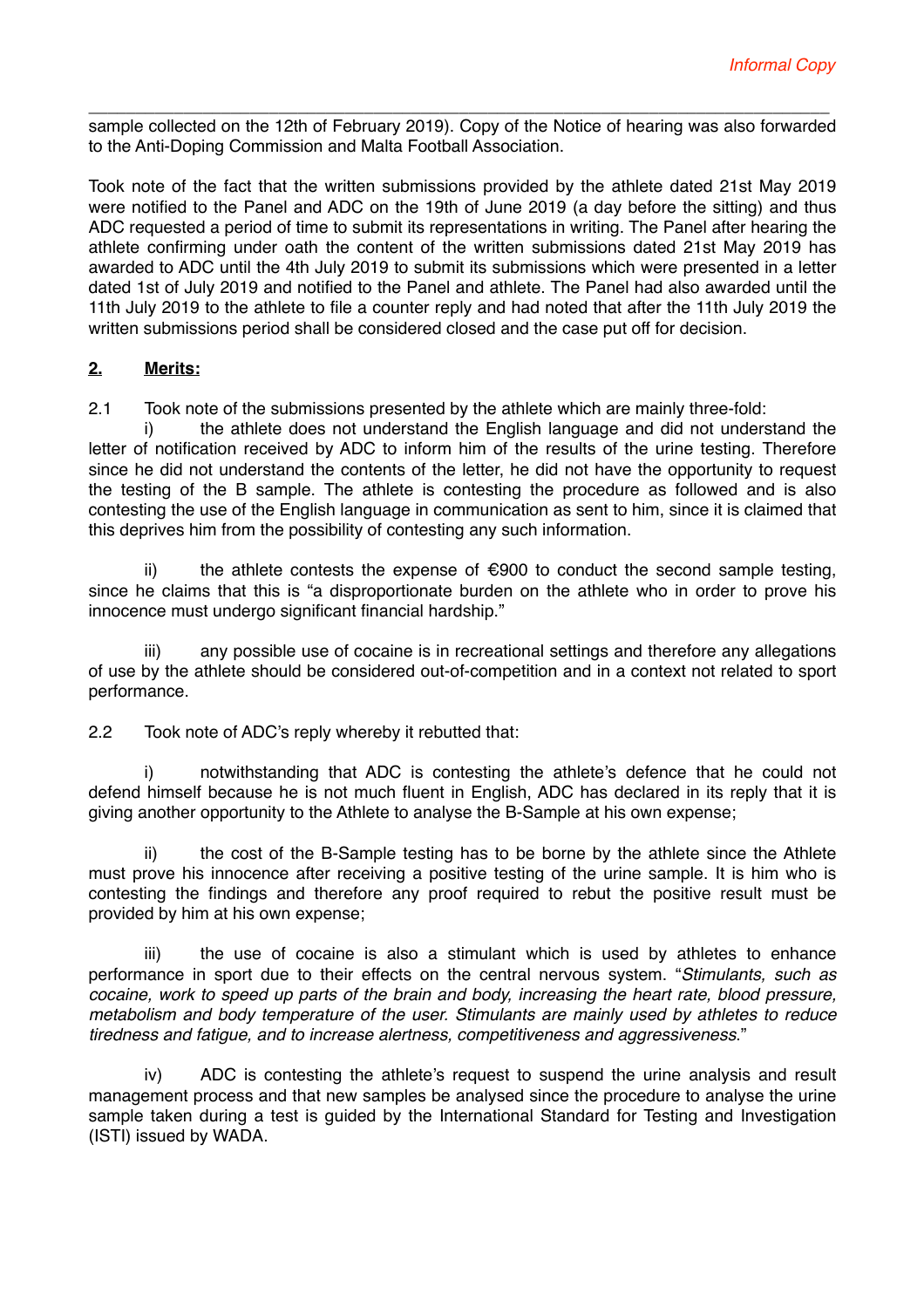sample collected on the 12th of February 2019). Copy of the Notice of hearing was also forwarded to the Anti-Doping Commission and Malta Football Association.

Took note of the fact that the written submissions provided by the athlete dated 21st May 2019 were notified to the Panel and ADC on the 19th of June 2019 (a day before the sitting) and thus ADC requested a period of time to submit its representations in writing. The Panel after hearing the athlete confirming under oath the content of the written submissions dated 21st May 2019 has awarded to ADC until the 4th July 2019 to submit its submissions which were presented in a letter dated 1st of July 2019 and notified to the Panel and athlete. The Panel had also awarded until the 11th July 2019 to the athlete to file a counter reply and had noted that after the 11th July 2019 the written submissions period shall be considered closed and the case put off for decision.

## **2. Merits:**

2.1 Took note of the submissions presented by the athlete which are mainly three-fold:

i) the athlete does not understand the English language and did not understand the letter of notification received by ADC to inform him of the results of the urine testing. Therefore since he did not understand the contents of the letter, he did not have the opportunity to request the testing of the B sample. The athlete is contesting the procedure as followed and is also contesting the use of the English language in communication as sent to him, since it is claimed that this deprives him from the possibility of contesting any such information.

ii) the athlete contests the expense of €900 to conduct the second sample testing, since he claims that this is "a disproportionate burden on the athlete who in order to prove his innocence must undergo significant financial hardship."

iii) any possible use of cocaine is in recreational settings and therefore any allegations of use by the athlete should be considered out-of-competition and in a context not related to sport performance.

2.2 Took note of ADC's reply whereby it rebutted that:

i) notwithstanding that ADC is contesting the athlete's defence that he could not defend himself because he is not much fluent in English, ADC has declared in its reply that it is giving another opportunity to the Athlete to analyse the B-Sample at his own expense;

ii) the cost of the B-Sample testing has to be borne by the athlete since the Athlete must prove his innocence after receiving a positive testing of the urine sample. It is him who is contesting the findings and therefore any proof required to rebut the positive result must be provided by him at his own expense;

iii) the use of cocaine is also a stimulant which is used by athletes to enhance performance in sport due to their effects on the central nervous system. "*Stimulants, such as cocaine, work to speed up parts of the brain and body, increasing the heart rate, blood pressure, metabolism and body temperature of the user. Stimulants are mainly used by athletes to reduce tiredness and fatigue, and to increase alertness, competitiveness and aggressiveness.*"

iv) ADC is contesting the athlete's request to suspend the urine analysis and result management process and that new samples be analysed since the procedure to analyse the urine sample taken during a test is guided by the International Standard for Testing and Investigation (ISTI) issued by WADA.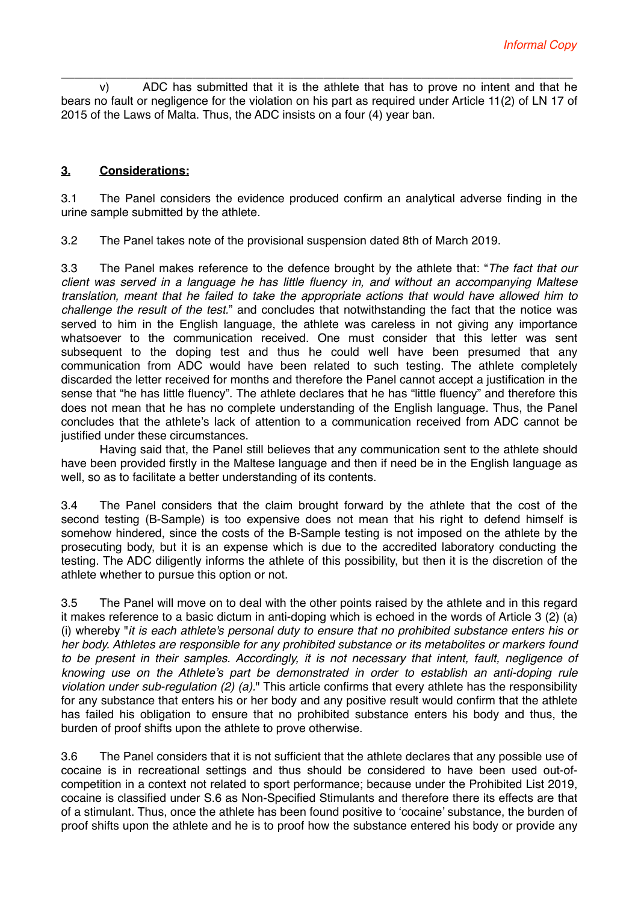v) ADC has submitted that it is the athlete that has to prove no intent and that he bears no fault or negligence for the violation on his part as required under Article 11(2) of LN 17 of 2015 of the Laws of Malta. Thus, the ADC insists on a four (4) year ban.

## 3. **Considerations:**

3.1 The Panel considers the evidence produced confirm an analytical adverse finding in the urine sample submitted by the athlete.

3.2 The Panel takes note of the provisional suspension dated 8th of March 2019.

3.3 The Panel makes reference to the defence brought by the athlete that: "*The fact that our client was served in a language he has little fluency in, and without an accompanying Maltese translation, meant that he failed to take the appropriate actions that would have allowed him to challenge the result of the test.*" and concludes that notwithstanding the fact that the notice was served to him in the English language, the athlete was careless in not giving any importance whatsoever to the communication received. One must consider that this letter was sent subsequent to the doping test and thus he could well have been presumed that any communication from ADC would have been related to such testing. The athlete completely discarded the letter received for months and therefore the Panel cannot accept a justification in the sense that "he has little fluency". The athlete declares that he has "little fluency" and therefore this does not mean that he has no complete understanding of the English language. Thus, the Panel concludes that the athlete's lack of attention to a communication received from ADC cannot be justified under these circumstances.

Having said that, the Panel still believes that any communication sent to the athlete should have been provided firstly in the Maltese language and then if need be in the English language as well, so as to facilitate a better understanding of its contents.

3.4 The Panel considers that the claim brought forward by the athlete that the cost of the second testing (B-Sample) is too expensive does not mean that his right to defend himself is somehow hindered, since the costs of the B-Sample testing is not imposed on the athlete by the prosecuting body, but it is an expense which is due to the accredited laboratory conducting the testing. The ADC diligently informs the athlete of this possibility, but then it is the discretion of the athlete whether to pursue this option or not.

3.5 The Panel will move on to deal with the other points raised by the athlete and in this regard it makes reference to a basic dictum in anti-doping which is echoed in the words of Article 3 (2) (a) (i) whereby "*it is each athlete's personal duty to ensure that no prohibited substance enters his or her body. Athletes are responsible for any prohibited substance or its metabolites or markers found to be present in their samples. Accordingly, it is not necessary that intent, fault, negligence of knowing use on the Athlete's part be demonstrated in order to establish an anti-doping rule violation under sub-regulation (2) (a).*" This article confirms that every athlete has the responsibility for any substance that enters his or her body and any positive result would confirm that the athlete has failed his obligation to ensure that no prohibited substance enters his body and thus, the burden of proof shifts upon the athlete to prove otherwise.

3.6 The Panel considers that it is not sufficient that the athlete declares that any possible use of cocaine is in recreational settings and thus should be considered to have been used out-of-competition in a context not related to sport performance; because under the Prohibited List 2019, cocaine is classified under S.6 as Non-Specified Stimulants and therefore there its effects are that of a stimulant. Thus, once the athlete has been found positive to 'cocaine' substance, the burden of proof shifts upon the athlete and he is to proof how the substance entered his body or provide any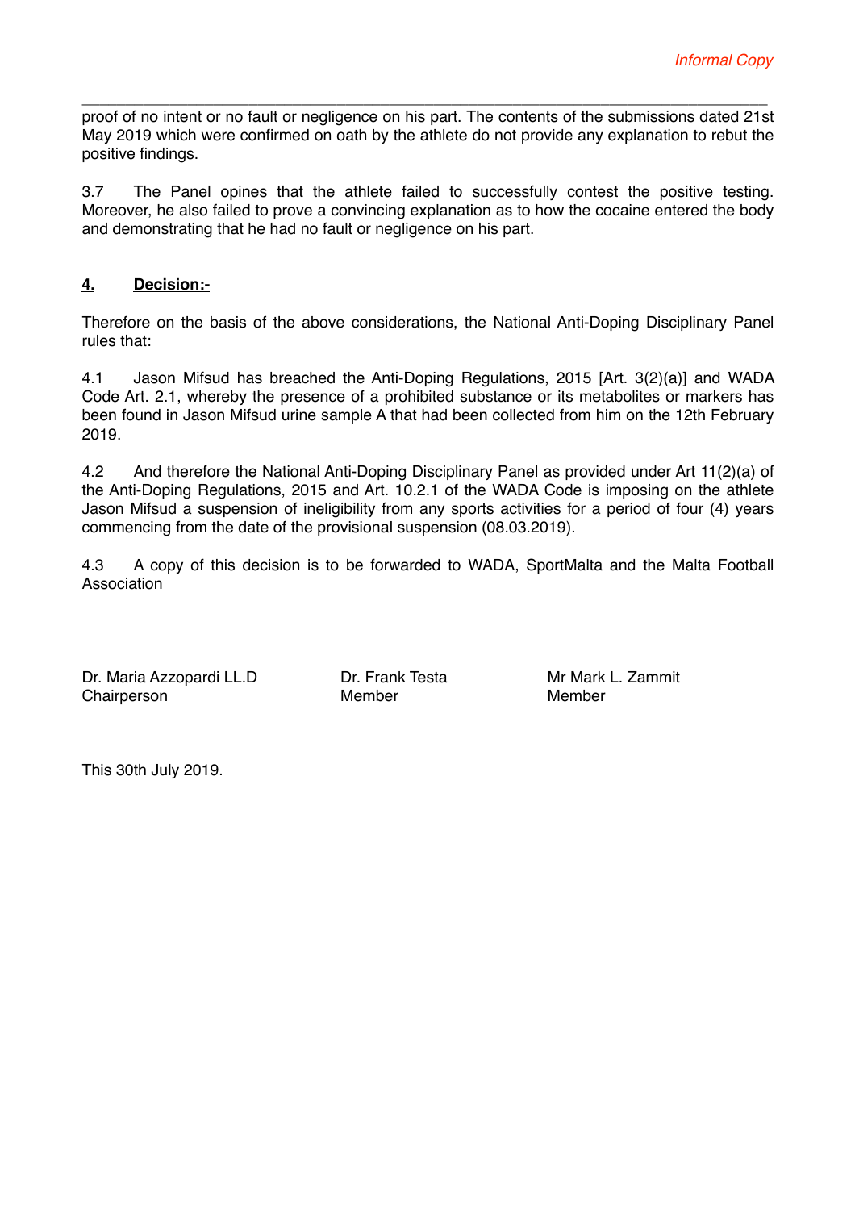proof of no intent or no fault or negligence on his part. The contents of the submissions dated 21st May 2019 which were confirmed on oath by the athlete do not provide any explanation to rebut the positive findings.

3.7 The Panel opines that the athlete failed to successfully contest the positive testing. Moreover, he also failed to prove a convincing explanation as to how the cocaine entered the body and demonstrating that he had no fault or negligence on his part.

## **4. Decision:-**

Therefore on the basis of the above considerations, the National Anti-Doping Disciplinary Panel rules that:

4.1 Jason Mifsud has breached the Anti-Doping Regulations, 2015 [Art. 3(2)(a)] and WADA Code Art. 2.1, whereby the presence of a prohibited substance or its metabolites or markers has been found in Jason Mifsud urine sample A that had been collected from him on the 12th February 2019.

4.2 And therefore the National Anti-Doping Disciplinary Panel as provided under Art 11(2)(a) of the Anti-Doping Regulations, 2015 and Art. 10.2.1 of the WADA Code is imposing on the athlete Jason Mifsud a suspension of ineligibility from any sports activities for a period of four (4) years commencing from the date of the provisional suspension (08.03.2019).

4.3 A copy of this decision is to be forwarded to WADA, SportMalta and the Malta Football Association

Dr. Maria Azzopardi LL.D
Chairperson

Dr. Frank Testa
Member

Mr Mark L. Zammit
Member

This 30th July 2019.